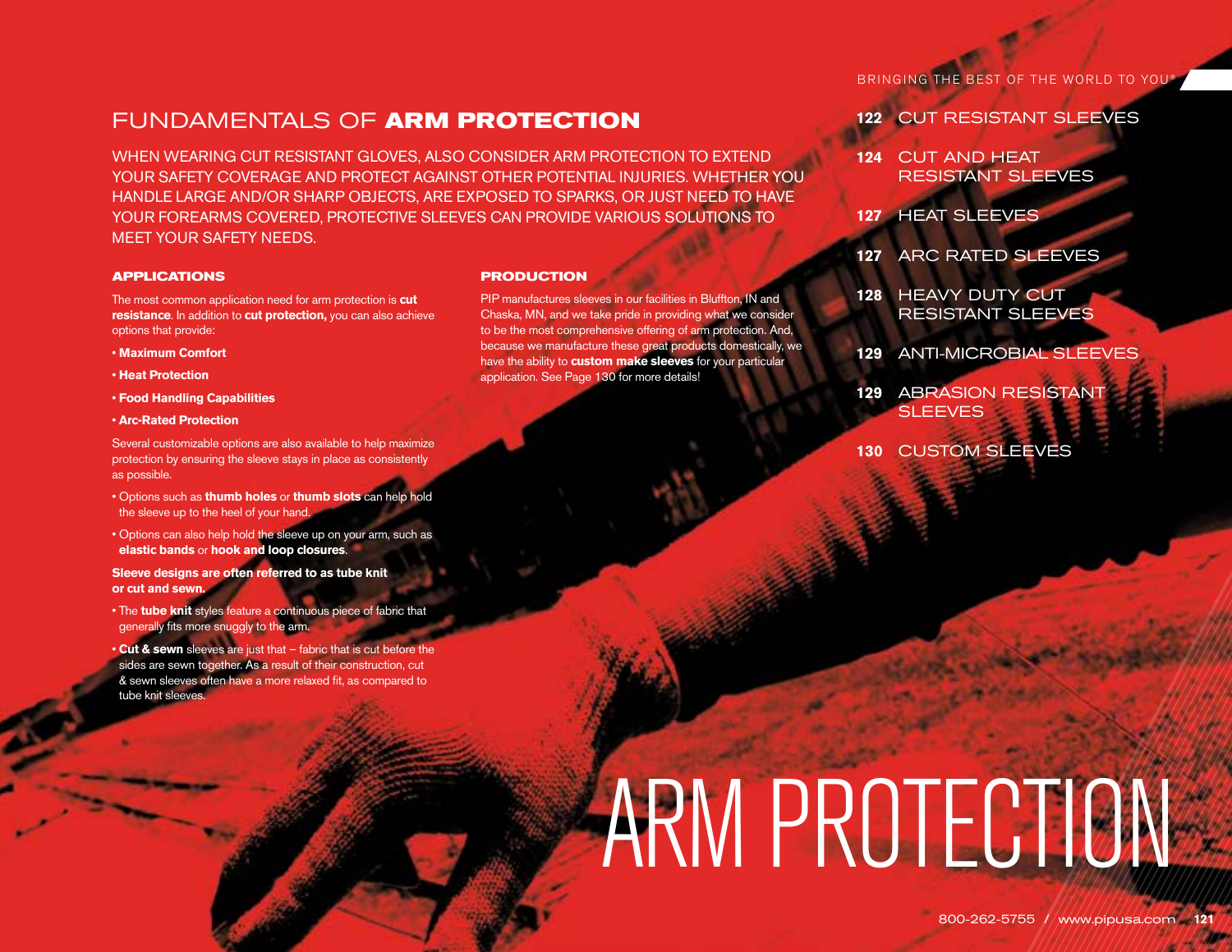# FUNDAMENTALS OF **ARM PROTECTION**

WHEN WEARING CUT RESISTANT GLOVES, ALSO CONSIDER ARM PROTECTION TO EXTEND YOUR SAFETY COVERAGE AND PROTECT AGAINST OTHER POTENTIAL INJURIES. WHETHER YOU HANDLE LARGE AND/OR SHARP OBJECTS, ARE EXPOSED TO SPARKS, OR JUST NEED TO HAVE YOUR FOREARMS COVERED, PROTECTIVE SLEEVES CAN PROVIDE VARIOUS SOLUTIONS TO MEET YOUR SAFETY NEEDS.

## APPLICATIONS

The most common application need for arm protection is **cut resistance**. In addition to **cut protection,** you can also achieve options that provide:

- **Maximum Comfort**
- **Heat Protection**
- **Food Handling Capabilities**
- **Arc-Rated Protection**

Several customizable options are also available to help maximize protection by ensuring the sleeve stays in place as consistently as possible.

- Options such as **thumb holes** or **thumb slots** can help hold the sleeve up to the heel of your hand.
- Options can also help hold the sleeve up on your arm, such as **elastic bands** or **hook and loop closures**.

**Sleeve designs are often referred to as tube knit or cut and sewn.**

- The **tube knit** styles feature a continuous piece of fabric that generally fits more snuggly to the arm.
- **Cut & sewn** sleeves are just that – fabric that is cut before the sides are sewn together. As a result of their construction, cut & sewn sleeves often have a more relaxed fit, as compared to tube knit sleeves.

## PRODUCTION

PIP manufactures sleeves in our facilities in Bluffton, IN and Chaska, MN, and we take pride in providing what we consider to be the most comprehensive offering of arm protection. And, because we manufacture these great products domestically, we have the ability to **custom make sleeves** for your particular application. See Page 130 for more details!

BRINGING THE BEST OF THE WORLD TO YOU®

- 122 CUT RESISTANT SLEEVES
- 124 CUT AND HEAT RESISTANT SLEEVES
- 127 HEAT SLEEVES
- 127 ARC RATED SLEEVES
- 128 HEAVY DUTY CUT RESISTANT SLEEVES
- 129 ANTI-MICROBIAL SLEEVES
- 129 ABRASION RESISTANT SLEEVES
- 130 CUSTOM SLEEVES

# ARM PROTECTION

800-262-5755 / www.pipusa.com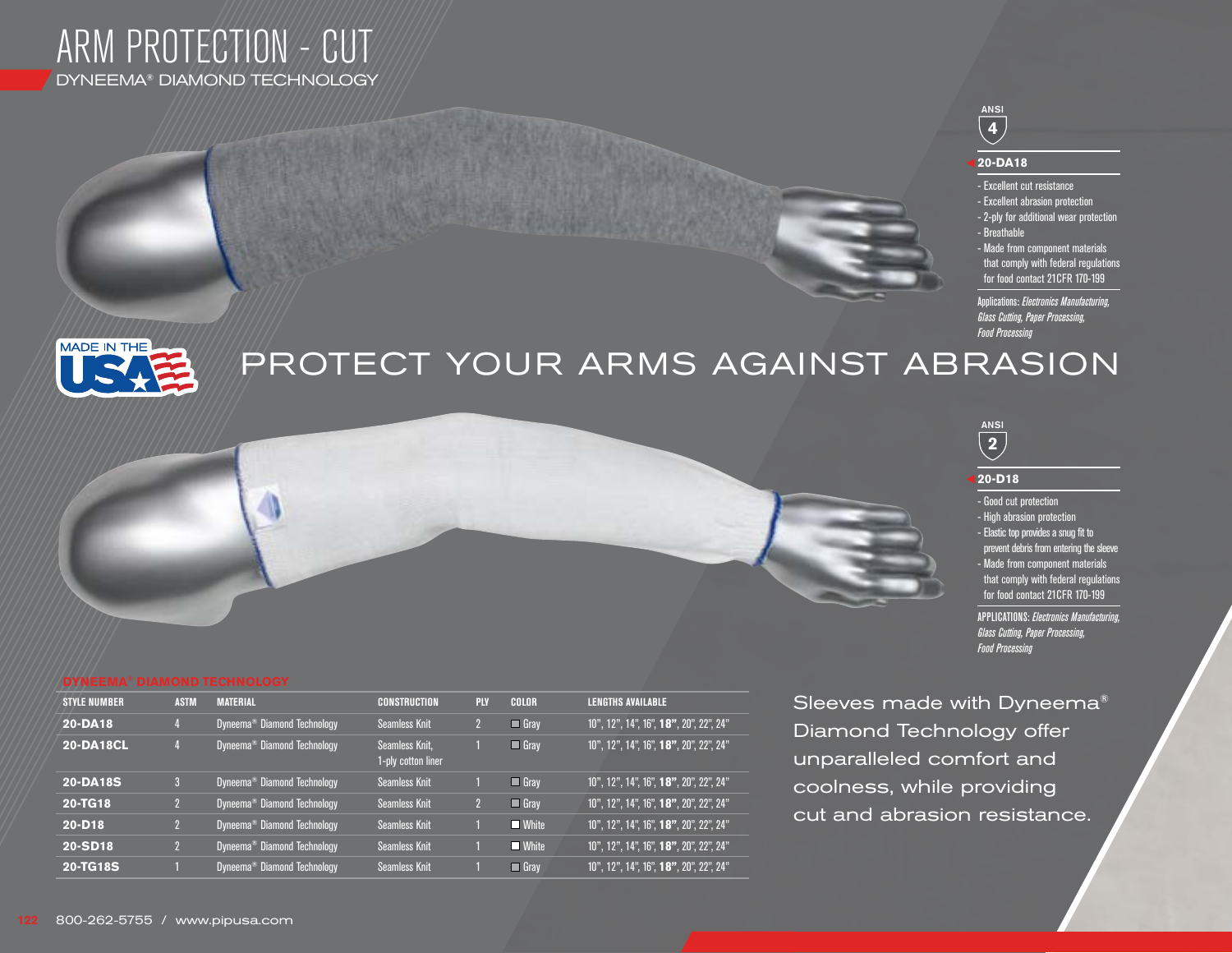# ARM PROTECTION - CUT

## DYNEEMA® DIAMOND TECHNOLOGY

ANSI 4

### 20-DA18

- Excellent cut resistance
- Excellent abrasion protection
- 2-ply for additional wear protection
- Breathable
- Made from component materials that comply with federal regulations for food contact 21CFR 170-199

Applications: *Electronics Manufacturing, Glass Cutting, Paper Processing, Food Processing*

MADE IN THE USA

## PROTECT YOUR ARMS AGAINST ABRASION

ANSI 2

### 20-D18

- Good cut protection
- High abrasion protection
- Elastic top provides a snug fit to prevent debris from entering the sleeve
- Made from component materials that comply with federal regulations for food contact 21CFR 170-199

APPLICATIONS: *Electronics Manufacturing, Glass Cutting, Paper Processing, Food Processing*

### DYNEEMA® DIAMOND TECHNOLOGY

| STYLE NUMBER | ASTM | MATERIAL | CONSTRUCTION | PLY | COLOR | LENGTHS AVAILABLE |
|---|---|---|---|---|---|---|
| **20-DA18** | 4 | Dyneema® Diamond Technology | Seamless Knit | 2 | Gray | 10", 12", 14", 16", **18"**, 20", 22", 24" |
| **20-DA18CL** | 4 | Dyneema® Diamond Technology | Seamless Knit, 1-ply cotton liner | 1 | Gray | 10", 12", 14", 16", **18"**, 20", 22", 24" |
| **20-DA18S** | 3 | Dyneema® Diamond Technology | Seamless Knit | 1 | Gray | 10", 12", 14", 16", **18"**, 20", 22", 24" |
| **20-TG18** | 2 | Dyneema® Diamond Technology | Seamless Knit | 2 | Gray | 10", 12", 14", 16", **18"**, 20", 22", 24" |
| **20-D18** | 2 | Dyneema® Diamond Technology | Seamless Knit | 1 | White | 10", 12", 14", 16", **18"**, 20", 22", 24" |
| **20-SD18** | 2 | Dyneema® Diamond Technology | Seamless Knit | 1 | White | 10", 12", 14", 16", **18"**, 20", 22", 24" |
| **20-TG18S** | 1 | Dyneema® Diamond Technology | Seamless Knit | 1 | Gray | 10", 12", 14", 16", **18"**, 20", 22", 24" |

Sleeves made with Dyneema® Diamond Technology offer unparalleled comfort and coolness, while providing cut and abrasion resistance.

800-262-5755 / www.pipusa.com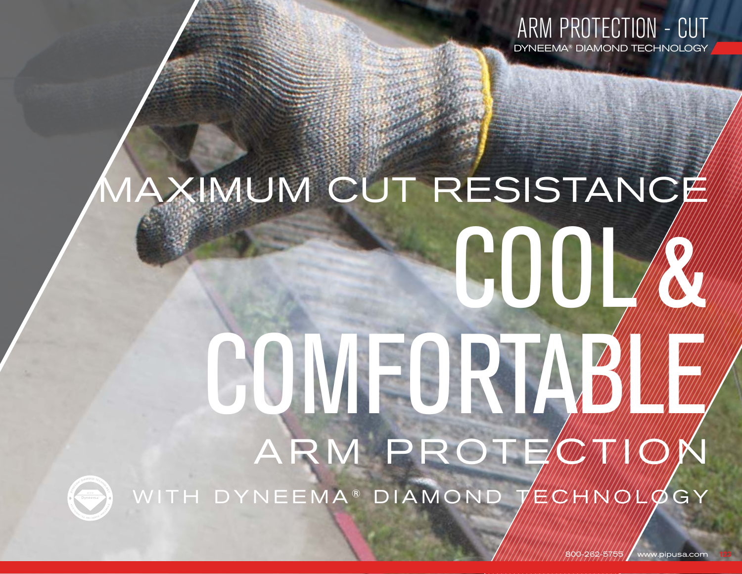# MAXIMUM CUT RESISTANCE

# COOL & COMFORTABLE

## ARM PROTECTION

WITH DYNEEMA® DIAMOND TECHNOLOGY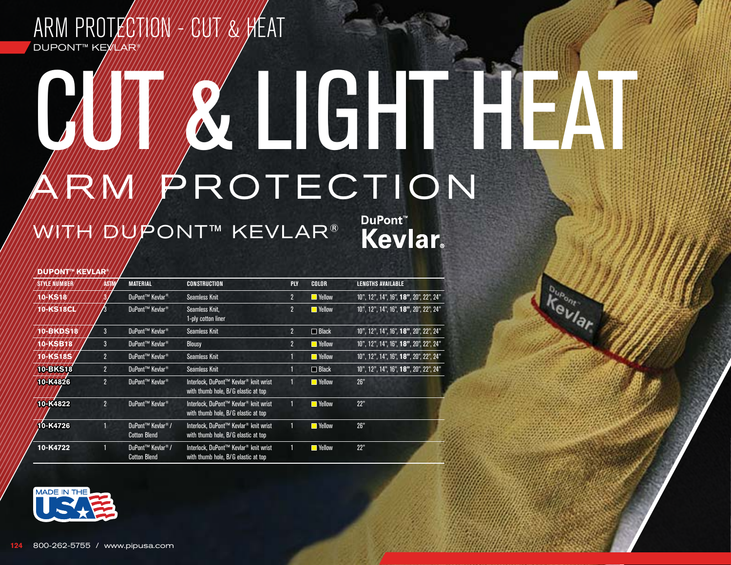ARM PROTECTION - CUT & HEAT

DUPONT™ KEVLAR®

# CUT & LIGHT HEAT

## ARM PROTECTION

### WITH DUPONT™ KEVLAR®

DuPont™ Kevlar®

**DUPONT™ KEVLAR®**

| STYLE NUMBER | ASTM | MATERIAL | CONSTRUCTION | PLY | COLOR | LENGTHS AVAILABLE |
|---|---|---|---|---|---|---|
| **10-KS18** | 3 | DuPont™ Kevlar® | Seamless Knit | 2 | Yellow | 10", 12", 14", 16", **18"**, 20", 22", 24" |
| **10-KS18CL** | 3 | DuPont™ Kevlar® | Seamless Knit, 1-ply cotton liner | 2 | Yellow | 10", 12", 14", 16", **18"**, 20", 22", 24" |
| **10-BKDS18** | 3 | DuPont™ Kevlar® | Seamless Knit | 2 | Black | 10", 12", 14", 16", **18"**, 20", 22", 24" |
| **10-KSB18** | 3 | DuPont™ Kevlar® | Blousy | 2 | Yellow | 10", 12", 14", 16", **18"**, 20", 22", 24" |
| **10-KS18S** | 2 | DuPont™ Kevlar® | Seamless Knit | 1 | Yellow | 10", 12", 14", 16", **18"**, 20", 22", 24" |
| **10-BKS18** | 2 | DuPont™ Kevlar® | Seamless Knit | 1 | Black | 10", 12", 14", 16", **18"**, 20", 22", 24" |
| **10-K4826** | 2 | DuPont™ Kevlar® | Interlock, DuPont™ Kevlar® knit wrist with thumb hole, B/G elastic at top | 1 | Yellow | 26" |
| **10-K4822** | 2 | DuPont™ Kevlar® | Interlock, DuPont™ Kevlar® knit wrist with thumb hole, B/G elastic at top | 1 | Yellow | 22" |
| **10-K4726** | 1 | DuPont™ Kevlar® / Cotton Blend | Interlock, DuPont™ Kevlar® knit wrist with thumb hole, B/G elastic at top | 1 | Yellow | 26" |
| **10-K4722** | 1 | DuPont™ Kevlar® / Cotton Blend | Interlock, DuPont™ Kevlar® knit wrist with thumb hole, B/G elastic at top | 1 | Yellow | 22" |

MADE IN THE USA

800-262-5755 / www.pipusa.com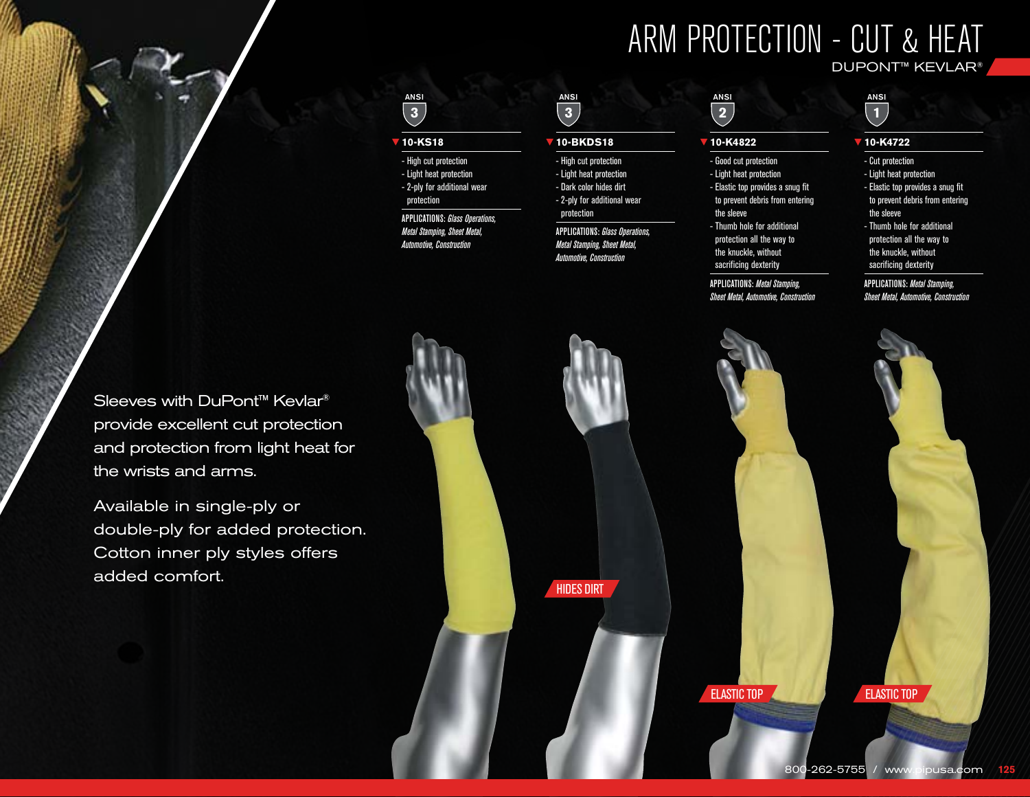# ARM PROTECTION - CUT & HEAT

DUPONT™ KEVLAR®

Sleeves with DuPont™ Kevlar® provide excellent cut protection and protection from light heat for the wrists and arms.

Available in single-ply or double-ply for added protection. Cotton inner ply styles offers added comfort.

ANSI 3

### 10-KS18

- High cut protection
- Light heat protection
- 2-ply for additional wear protection

APPLICATIONS: *Glass Operations, Metal Stamping, Sheet Metal, Automotive, Construction*

ANSI 3

### 10-BKDS18

- High cut protection
- Light heat protection
- Dark color hides dirt
- 2-ply for additional wear protection

APPLICATIONS: *Glass Operations, Metal Stamping, Sheet Metal, Automotive, Construction*

HIDES DIRT

ANSI 2

### 10-K4822

- Good cut protection
- Light heat protection
- Elastic top provides a snug fit to prevent debris from entering the sleeve
- Thumb hole for additional protection all the way to the knuckle, without sacrificing dexterity

APPLICATIONS: *Metal Stamping, Sheet Metal, Automotive, Construction*

ELASTIC TOP

ANSI 1

### 10-K4722

- Cut protection
- Light heat protection
- Elastic top provides a snug fit to prevent debris from entering the sleeve
- Thumb hole for additional protection all the way to the knuckle, without sacrificing dexterity

APPLICATIONS: *Metal Stamping, Sheet Metal, Automotive, Construction*

ELASTIC TOP

800-262-5755 / www.pipusa.com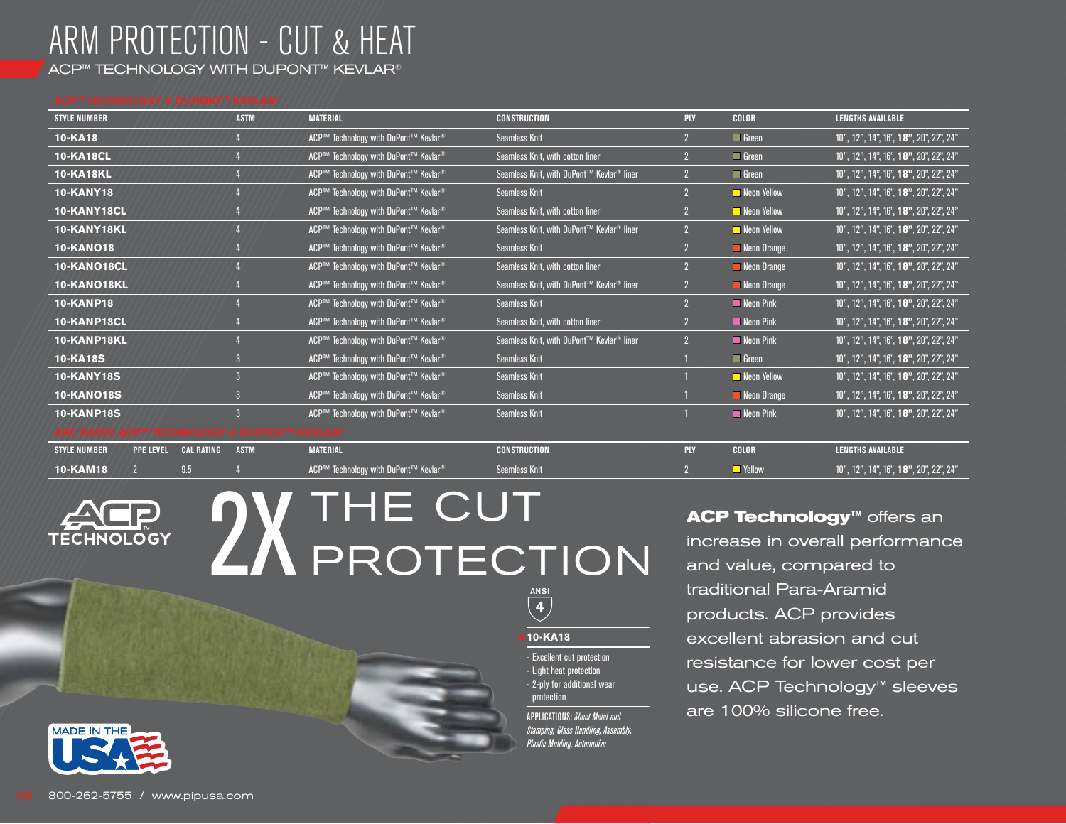# ARM PROTECTION - CUT & HEAT

ACP™ TECHNOLOGY WITH DUPONT™ KEVLAR®

### ACP™ TECHNOLOGY & DUPONT™ KEVLAR®

| STYLE NUMBER | ASTM | MATERIAL | CONSTRUCTION | PLY | COLOR | LENGTHS AVAILABLE |
|---|---|---|---|---|---|---|
| **10-KA18** | 4 | ACP™ Technology with DuPont™ Kevlar® | Seamless Knit | 2 | Green | 10", 12", 14", 16", **18"**, 20", 22", 24" |
| **10-KA18CL** | 4 | ACP™ Technology with DuPont™ Kevlar® | Seamless Knit, with cotton liner | 2 | Green | 10", 12", 14", 16", **18"**, 20", 22", 24" |
| **10-KA18KL** | 4 | ACP™ Technology with DuPont™ Kevlar® | Seamless Knit, with DuPont™ Kevlar® liner | 2 | Green | 10", 12", 14", 16", **18"**, 20", 22", 24" |
| **10-KANY18** | 4 | ACP™ Technology with DuPont™ Kevlar® | Seamless Knit | 2 | Neon Yellow | 10", 12", 14", 16", **18"**, 20", 22", 24" |
| **10-KANY18CL** | 4 | ACP™ Technology with DuPont™ Kevlar® | Seamless Knit, with cotton liner | 2 | Neon Yellow | 10", 12", 14", 16", **18"**, 20", 22", 24" |
| **10-KANY18KL** | 4 | ACP™ Technology with DuPont™ Kevlar® | Seamless Knit, with DuPont™ Kevlar® liner | 2 | Neon Yellow | 10", 12", 14", 16", **18"**, 20", 22", 24" |
| **10-KANO18** | 4 | ACP™ Technology with DuPont™ Kevlar® | Seamless Knit | 2 | Neon Orange | 10", 12", 14", 16", **18"**, 20", 22", 24" |
| **10-KANO18CL** | 4 | ACP™ Technology with DuPont™ Kevlar® | Seamless Knit, with cotton liner | 2 | Neon Orange | 10", 12", 14", 16", **18"**, 20", 22", 24" |
| **10-KANO18KL** | 4 | ACP™ Technology with DuPont™ Kevlar® | Seamless Knit, with DuPont™ Kevlar® liner | 2 | Neon Orange | 10", 12", 14", 16", **18"**, 20", 22", 24" |
| **10-KANP18** | 4 | ACP™ Technology with DuPont™ Kevlar® | Seamless Knit | 2 | Neon Pink | 10", 12", 14", 16", **18"**, 20", 22", 24" |
| **10-KANP18CL** | 4 | ACP™ Technology with DuPont™ Kevlar® | Seamless Knit, with cotton liner | 2 | Neon Pink | 10", 12", 14", 16", **18"**, 20", 22", 24" |
| **10-KANP18KL** | 4 | ACP™ Technology with DuPont™ Kevlar® | Seamless Knit, with DuPont™ Kevlar® liner | 2 | Neon Pink | 10", 12", 14", 16", **18"**, 20", 22", 24" |
| **10-KA18S** | 3 | ACP™ Technology with DuPont™ Kevlar® | Seamless Knit | 1 | Green | 10", 12", 14", 16", **18"**, 20", 22", 24" |
| **10-KANY18S** | 3 | ACP™ Technology with DuPont™ Kevlar® | Seamless Knit | 1 | Neon Yellow | 10", 12", 14", 16", **18"**, 20", 22", 24" |
| **10-KANO18S** | 3 | ACP™ Technology with DuPont™ Kevlar® | Seamless Knit | 1 | Neon Orange | 10", 12", 14", 16", **18"**, 20", 22", 24" |
| **10-KANP18S** | 3 | ACP™ Technology with DuPont™ Kevlar® | Seamless Knit | 1 | Neon Pink | 10", 12", 14", 16", **18"**, 20", 22", 24" |

### ARC RATED ACP™ TECHNOLOGY & DUPONT™ KEVLAR®

| STYLE NUMBER | PPE LEVEL | CAL RATING | ASTM | MATERIAL | CONSTRUCTION | PLY | COLOR | LENGTHS AVAILABLE |
|---|---|---|---|---|---|---|---|---|
| **10-KAM18** | 2 | 9.5 | 4 | ACP™ Technology with DuPont™ Kevlar® | Seamless Knit | 2 | Yellow | 10", 12", 14", 16", **18"**, 20", 22", 24" |

ACP TECHNOLOGY

# 2X THE CUT PROTECTION

ANSI 4

**10-KA18**

- Excellent cut protection
- Light heat protection
- 2-ply for additional wear protection

APPLICATIONS: *Sheet Metal and Stamping, Glass Handling, Assembly, Plastic Molding, Automotive*

**ACP Technology™** offers an increase in overall performance and value, compared to traditional Para-Aramid products. ACP provides excellent abrasion and cut resistance for lower cost per use. ACP Technology™ sleeves are 100% silicone free.

MADE IN THE USA

800-262-5755 / www.pipusa.com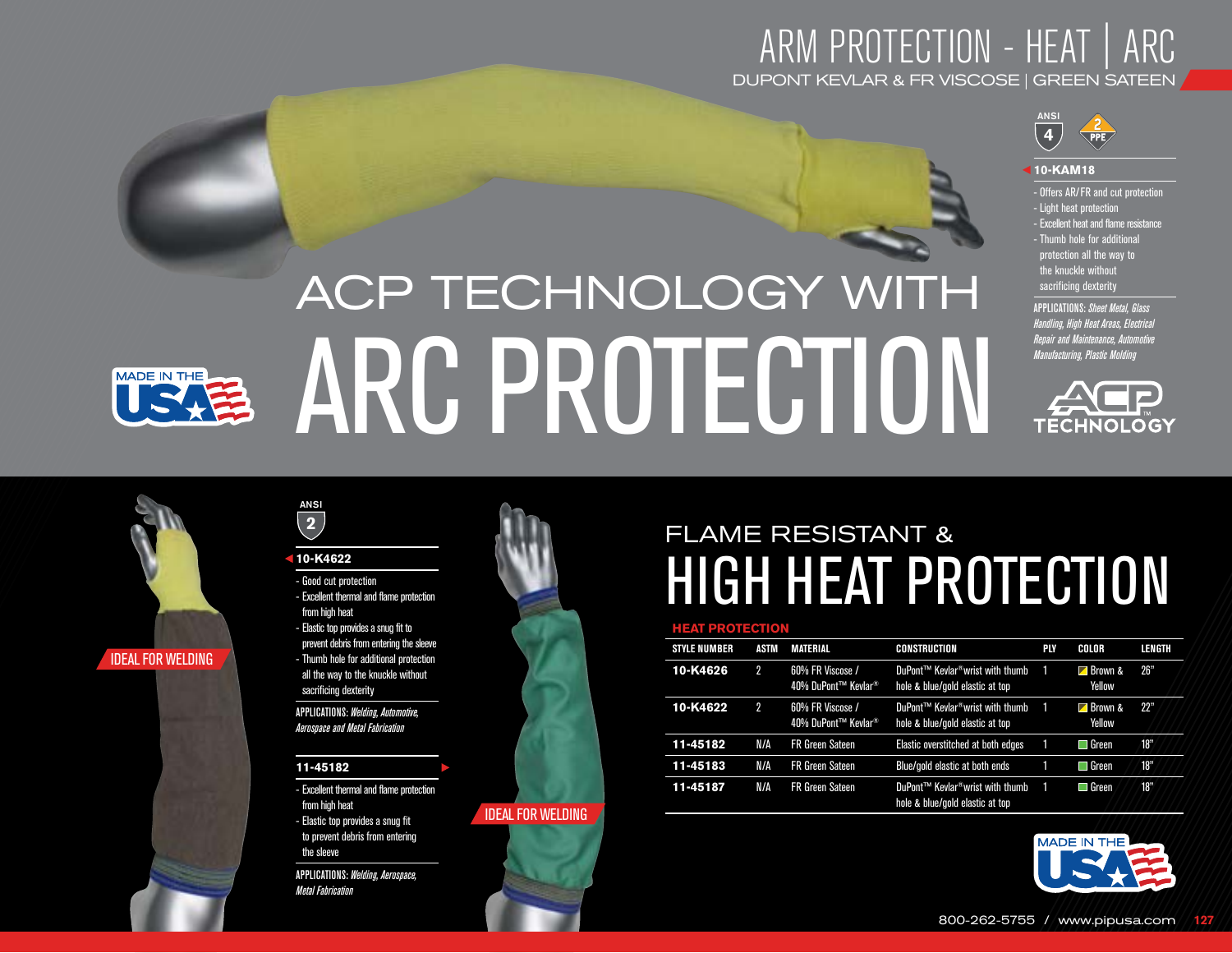# ARM PROTECTION - HEAT | ARC

DUPONT KEVLAR & FR VISCOSE | GREEN SATEEN

ANSI 4 | 2 PPE

### 10-KAM18

- Offers AR/FR and cut protection
- Light heat protection
- Excellent heat and flame resistance
- Thumb hole for additional protection all the way to the knuckle without sacrificing dexterity

APPLICATIONS: *Sheet Metal, Glass Handling, High Heat Areas, Electrical Repair and Maintenance, Automotive Manufacturing, Plastic Molding*

ACP TECHNOLOGY

MADE IN THE USA

## ACP TECHNOLOGY WITH ARC PROTECTION

IDEAL FOR WELDING

ANSI 2

### 10-K4622

- Good cut protection
- Excellent thermal and flame protection from high heat
- Elastic top provides a snug fit to prevent debris from entering the sleeve
- Thumb hole for additional protection all the way to the knuckle without sacrificing dexterity

APPLICATIONS: *Welding, Automotive, Aerospace and Metal Fabrication*

### 11-45182

- Excellent thermal and flame protection from high heat
- Elastic top provides a snug fit to prevent debris from entering the sleeve

APPLICATIONS: *Welding, Aerospace, Metal Fabrication*

IDEAL FOR WELDING

## FLAME RESISTANT & HIGH HEAT PROTECTION

**HEAT PROTECTION**

| STYLE NUMBER | ASTM | MATERIAL | CONSTRUCTION | PLY | COLOR | LENGTH |
|---|---|---|---|---|---|---|
| **10-K4626** | 2 | 60% FR Viscose / 40% DuPont™ Kevlar® | DuPont™ Kevlar® wrist with thumb hole & blue/gold elastic at top | 1 | Brown & Yellow | 26" |
| **10-K4622** | 2 | 60% FR Viscose / 40% DuPont™ Kevlar® | DuPont™ Kevlar® wrist with thumb hole & blue/gold elastic at top | 1 | Brown & Yellow | 22" |
| **11-45182** | N/A | FR Green Sateen | Elastic overstitched at both edges | 1 | Green | 18" |
| **11-45183** | N/A | FR Green Sateen | Blue/gold elastic at both ends | 1 | Green | 18" |
| **11-45187** | N/A | FR Green Sateen | DuPont™ Kevlar® wrist with thumb hole & blue/gold elastic at top | 1 | Green | 18" |

MADE IN THE USA

800-262-5755 / www.pipusa.com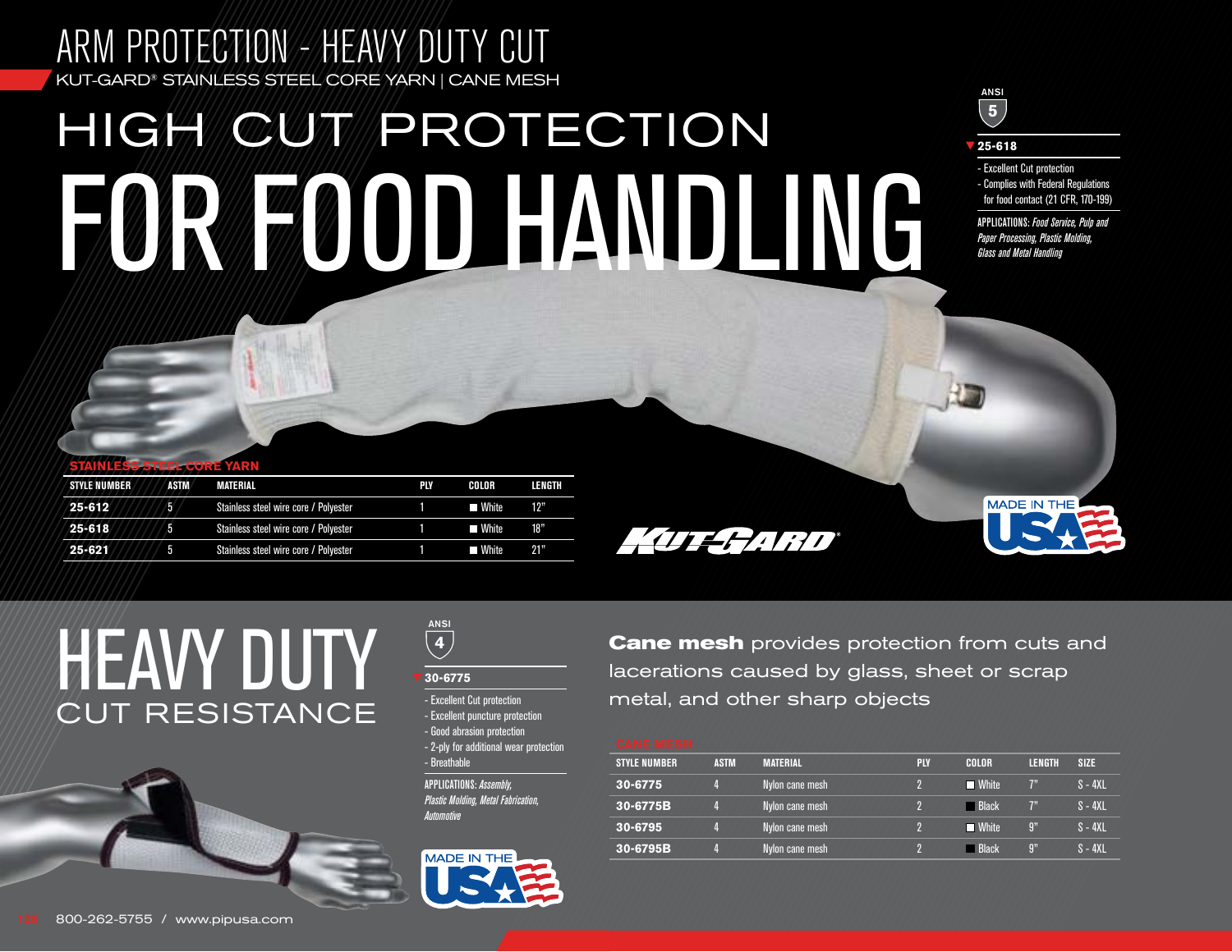# ARM PROTECTION - HEAVY DUTY CUT

KUT-GARD® STAINLESS STEEL CORE YARN | CANE MESH

# HIGH CUT PROTECTION FOR FOOD HANDLING

ANSI 5

**25-618**

- Excellent Cut protection
- Complies with Federal Regulations for food contact (21 CFR, 170-199)

APPLICATIONS: *Food Service, Pulp and Paper Processing, Plastic Molding, Glass and Metal Handling*

**STAINLESS STEEL CORE YARN**

| STYLE NUMBER | ASTM | MATERIAL | PLY | COLOR | LENGTH |
|---|---|---|---|---|---|
| **25-612** | 5 | Stainless steel wire core / Polyester | 1 | White | 12" |
| **25-618** | 5 | Stainless steel wire core / Polyester | 1 | White | 18" |
| **25-621** | 5 | Stainless steel wire core / Polyester | 1 | White | 21" |

KUT-GARD®

MADE IN THE USA

# HEAVY DUTY CUT RESISTANCE

ANSI 4

**30-6775**

- Excellent Cut protection
- Excellent puncture protection
- Good abrasion protection
- 2-ply for additional wear protection
- Breathable

APPLICATIONS: *Assembly, Plastic Molding, Metal Fabrication, Automotive*

MADE IN THE USA

**Cane mesh** provides protection from cuts and lacerations caused by glass, sheet or scrap metal, and other sharp objects

**CANE MESH**

| STYLE NUMBER | ASTM | MATERIAL | PLY | COLOR | LENGTH | SIZE |
|---|---|---|---|---|---|---|
| **30-6775** | 4 | Nylon cane mesh | 2 | White | 7" | S - 4XL |
| **30-6775B** | 4 | Nylon cane mesh | 2 | Black | 7" | S - 4XL |
| **30-6795** | 4 | Nylon cane mesh | 2 | White | 9" | S - 4XL |
| **30-6795B** | 4 | Nylon cane mesh | 2 | Black | 9" | S - 4XL |

800-262-5755 / www.pipusa.com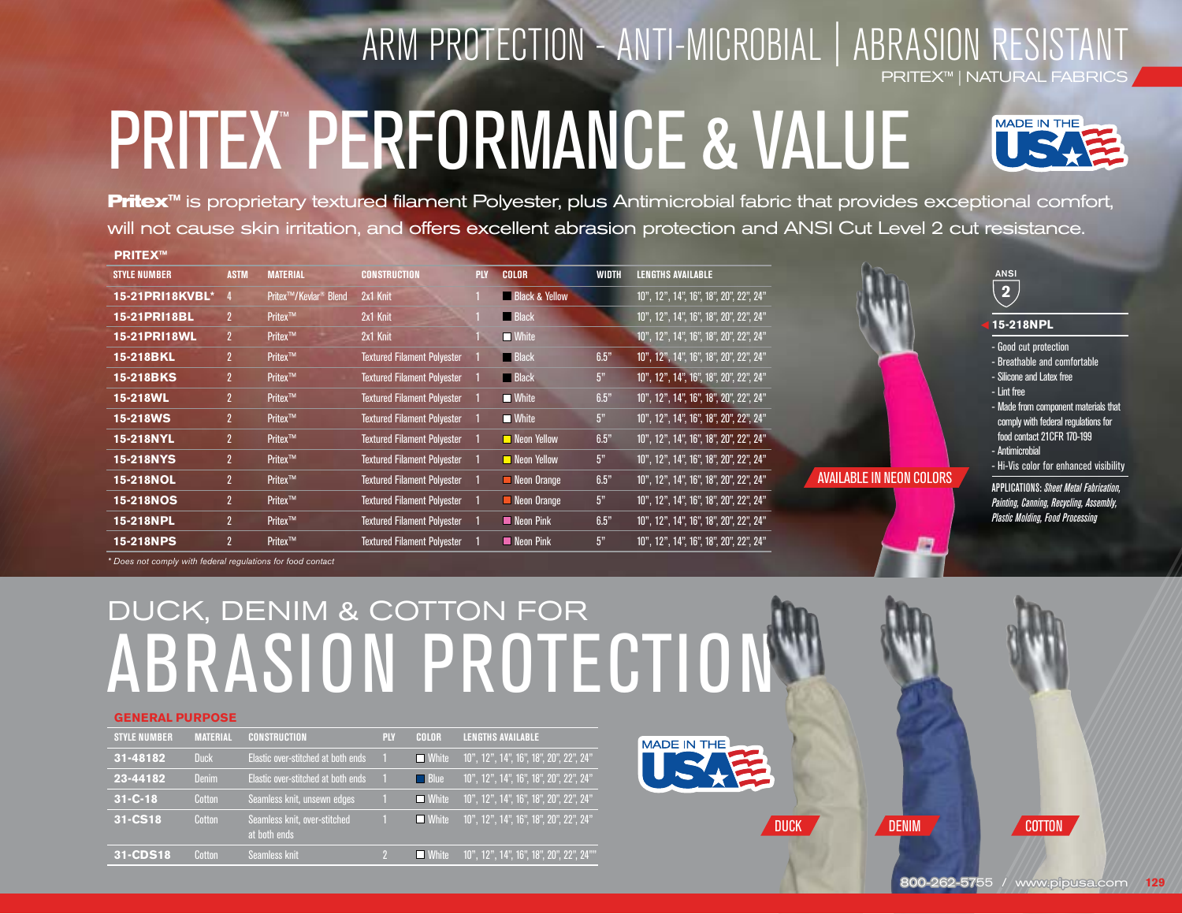# ARM PROTECTION - ANTI-MICROBIAL | ABRASION RESISTANT

PRITEX™ | NATURAL FABRICS

# PRITEX™ PERFORMANCE & VALUE

MADE IN THE USA

**Pritex™** is proprietary textured filament Polyester, plus Antimicrobial fabric that provides exceptional comfort, will not cause skin irritation, and offers excellent abrasion protection and ANSI Cut Level 2 cut resistance.

**PRITEX™**

| STYLE NUMBER | ASTM | MATERIAL | CONSTRUCTION | PLY | COLOR | WIDTH | LENGTHS AVAILABLE |
|---|---|---|---|---|---|---|---|
| **15-21PRI18KVBL*** | 4 | Pritex™/Kevlar® Blend | 2x1 Knit | 1 | Black & Yellow | | 10", 12", 14", 16", 18", 20", 22", 24" |
| **15-21PRI18BL** | 2 | Pritex™ | 2x1 Knit | 1 | Black | | 10", 12", 14", 16", 18", 20", 22", 24" |
| **15-21PRI18WL** | 2 | Pritex™ | 2x1 Knit | 1 | White | | 10", 12", 14", 16", 18", 20", 22", 24" |
| **15-218BKL** | 2 | Pritex™ | Textured Filament Polyester | 1 | Black | 6.5" | 10", 12", 14", 16", 18", 20", 22", 24" |
| **15-218BKS** | 2 | Pritex™ | Textured Filament Polyester | 1 | Black | 5" | 10", 12", 14", 16", 18", 20", 22", 24" |
| **15-218WL** | 2 | Pritex™ | Textured Filament Polyester | 1 | White | 6.5" | 10", 12", 14", 16", 18", 20", 22", 24" |
| **15-218WS** | 2 | Pritex™ | Textured Filament Polyester | 1 | White | 5" | 10", 12", 14", 16", 18", 20", 22", 24" |
| **15-218NYL** | 2 | Pritex™ | Textured Filament Polyester | 1 | Neon Yellow | 6.5" | 10", 12", 14", 16", 18", 20", 22", 24" |
| **15-218NYS** | 2 | Pritex™ | Textured Filament Polyester | 1 | Neon Yellow | 5" | 10", 12", 14", 16", 18", 20", 22", 24" |
| **15-218NOL** | 2 | Pritex™ | Textured Filament Polyester | 1 | Neon Orange | 6.5" | 10", 12", 14", 16", 18", 20", 22", 24" |
| **15-218NOS** | 2 | Pritex™ | Textured Filament Polyester | 1 | Neon Orange | 5" | 10", 12", 14", 16", 18", 20", 22", 24" |
| **15-218NPL** | 2 | Pritex™ | Textured Filament Polyester | 1 | Neon Pink | 6.5" | 10", 12", 14", 16", 18", 20", 22", 24" |
| **15-218NPS** | 2 | Pritex™ | Textured Filament Polyester | 1 | Neon Pink | 5" | 10", 12", 14", 16", 18", 20", 22", 24" |

*\* Does not comply with federal regulations for food contact*

AVAILABLE IN NEON COLORS

ANSI 2

**15-218NPL**

- Good cut protection
- Breathable and comfortable
- Silicone and Latex free
- Lint free
- Made from component materials that comply with federal regulations for food contact 21CFR 170-199
- Antimicrobial
- Hi-Vis color for enhanced visibility

APPLICATIONS: *Sheet Metal Fabrication, Painting, Canning, Recycling, Assembly, Plastic Molding, Food Processing*

## DUCK, DENIM & COTTON FOR ABRASION PROTECTION

**GENERAL PURPOSE**

| STYLE NUMBER | MATERIAL | CONSTRUCTION | PLY | COLOR | LENGTHS AVAILABLE |
|---|---|---|---|---|---|
| **31-48182** | Duck | Elastic over-stitched at both ends | 1 | White | 10", 12", 14", 16", 18", 20", 22", 24" |
| **23-44182** | Denim | Elastic over-stitched at both ends | 1 | Blue | 10", 12", 14", 16", 18", 20", 22", 24" |
| **31-C-18** | Cotton | Seamless knit, unsewn edges | 1 | White | 10", 12", 14", 16", 18", 20", 22", 24" |
| **31-CS18** | Cotton | Seamless knit, over-stitched at both ends | 1 | White | 10", 12", 14", 16", 18", 20", 22", 24" |
| **31-CDS18** | Cotton | Seamless knit | 2 | White | 10", 12", 14", 16", 18", 20", 22", 24" |

MADE IN THE USA

DUCK

DENIM

COTTON

800-262-5755 / www.pipusa.com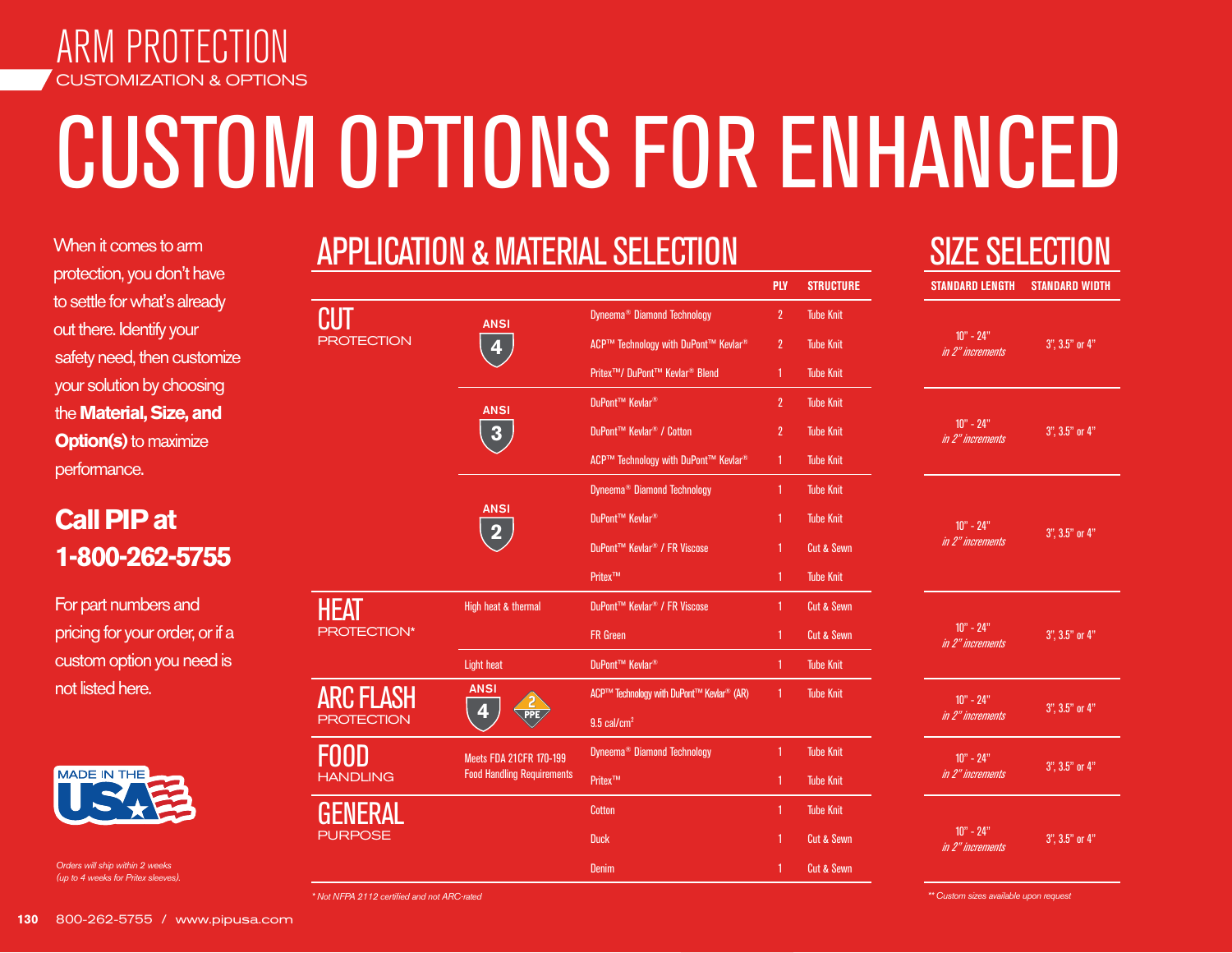# ARM PROTECTION

CUSTOMIZATION & OPTIONS

# CUSTOM OPTIONS FOR ENHANCED

When it comes to arm protection, you don't have to settle for what's already out there. Identify your safety need, then customize your solution by choosing the **Material, Size, and Option(s)** to maximize performance.

**Call PIP at 1-800-262-5755**

For part numbers and pricing for your order, or if a custom option you need is not listed here.

MADE IN THE USA

*Orders will ship within 2 weeks (up to 4 weeks for Pritex sleeves).*

## APPLICATION & MATERIAL SELECTION / SIZE SELECTION

| Application | Rating / Use | Material | PLY | STRUCTURE | STANDARD LENGTH | STANDARD WIDTH |
|---|---|---|---|---|---|---|
| CUT PROTECTION | ANSI 4 | Dyneema® Diamond Technology | 2 | Tube Knit | 10" - 24" *in 2" increments* | 3", 3.5" or 4" |
| | | ACP™ Technology with DuPont™ Kevlar® | 2 | Tube Knit | | |
| | | Pritex™/ DuPont™ Kevlar® Blend | 1 | Tube Knit | | |
| | ANSI 3 | DuPont™ Kevlar® | 2 | Tube Knit | 10" - 24" *in 2" increments* | 3", 3.5" or 4" |
| | | DuPont™ Kevlar® / Cotton | 2 | Tube Knit | | |
| | | ACP™ Technology with DuPont™ Kevlar® | 1 | Tube Knit | | |
| | ANSI 2 | Dyneema® Diamond Technology | 1 | Tube Knit | 10" - 24" *in 2" increments* | 3", 3.5" or 4" |
| | | DuPont™ Kevlar® | 1 | Tube Knit | | |
| | | DuPont™ Kevlar® / FR Viscose | 1 | Cut & Sewn | | |
| | | Pritex™ | 1 | Tube Knit | | |
| HEAT PROTECTION* | High heat & thermal | DuPont™ Kevlar® / FR Viscose | 1 | Cut & Sewn | 10" - 24" *in 2" increments* | 3", 3.5" or 4" |
| | | FR Green | 1 | Cut & Sewn | | |
| | Light heat | DuPont™ Kevlar® | 1 | Tube Knit | | |
| ARC FLASH PROTECTION | ANSI 4, PPE 2 | ACP™ Technology with DuPont™ Kevlar® (AR) 9.5 cal/cm² | 1 | Tube Knit | 10" - 24" *in 2" increments* | 3", 3.5" or 4" |
| FOOD HANDLING | Meets FDA 21CFR 170-199 Food Handling Requirements | Dyneema® Diamond Technology | 1 | Tube Knit | 10" - 24" *in 2" increments* | 3", 3.5" or 4" |
| | | Pritex™ | 1 | Tube Knit | | |
| GENERAL PURPOSE | | Cotton | 1 | Tube Knit | 10" - 24" *in 2" increments* | 3", 3.5" or 4" |
| | | Duck | 1 | Cut & Sewn | | |
| | | Denim | 1 | Cut & Sewn | | |

*\* Not NFPA 2112 certified and not ARC-rated*

*\*\* Custom sizes available upon request*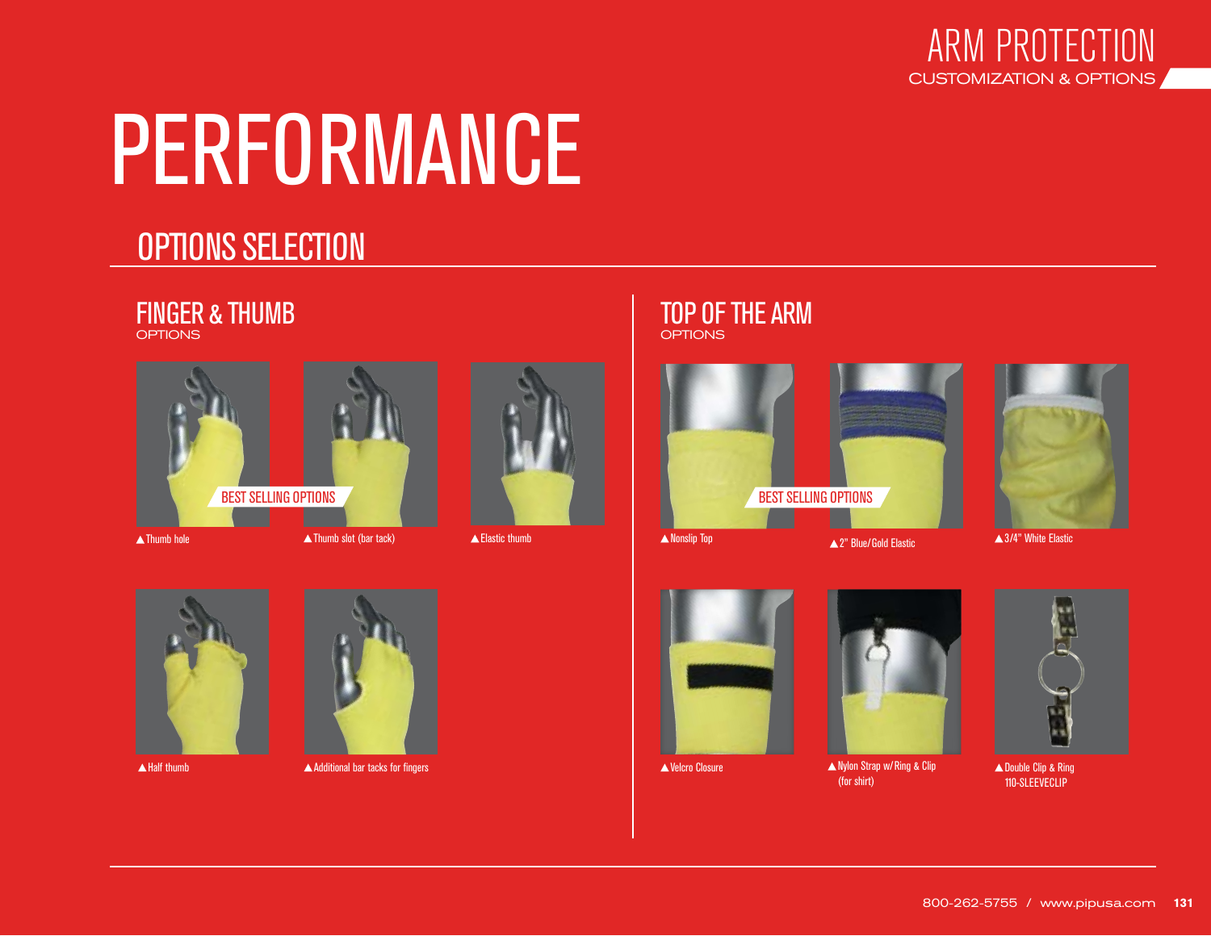# PERFORMANCE

ARM PROTECTION
CUSTOMIZATION & OPTIONS

## OPTIONS SELECTION

### FINGER & THUMB
OPTIONS

BEST SELLING OPTIONS

▲Thumb hole

▲Thumb slot (bar tack)

▲Elastic thumb

▲Half thumb

▲Additional bar tacks for fingers

### TOP OF THE ARM
OPTIONS

BEST SELLING OPTIONS

▲Nonslip Top

▲2" Blue/Gold Elastic

▲3/4" White Elastic

▲Velcro Closure

▲Nylon Strap w/Ring & Clip (for shirt)

▲Double Clip & Ring
110-SLEEVECLIP

800-262-5755 / www.pipusa.com